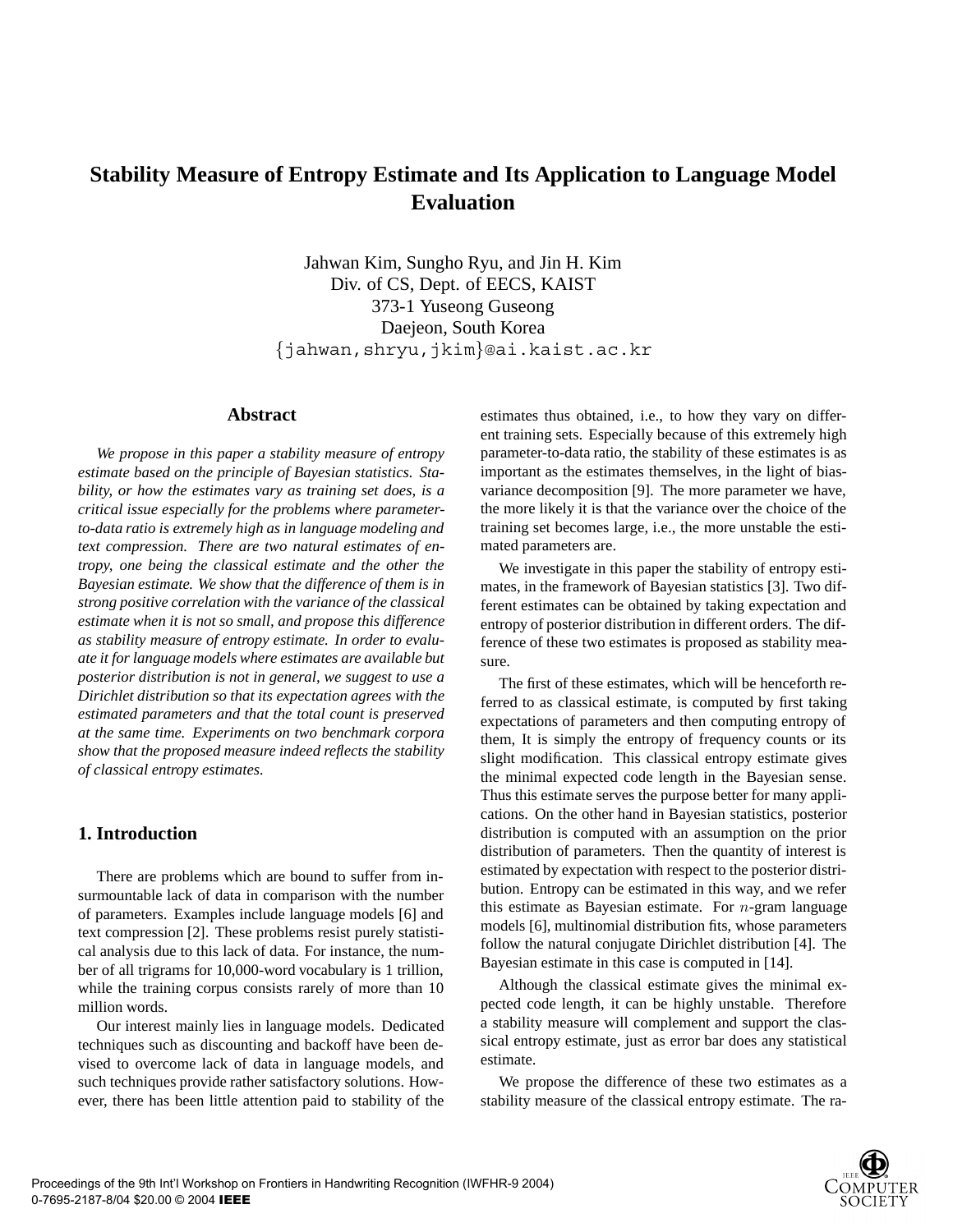# Stability Measure of Entropy Estimate and Its Application to Language Model Evaluation

Jahwan Kim, Sungho Ryu, and Jin H. Kim
Div. of CS, Dept. of EECS, KAIST
373-1 Yuseong Guseong
Daejeon, South Korea
{jahwan,shryu,jkim}@ai.kaist.ac.kr

## Abstract

*We propose in this paper a stability measure of entropy estimate based on the principle of Bayesian statistics. Stability, or how the estimates vary as training set does, is a critical issue especially for the problems where parameter-to-data ratio is extremely high as in language modeling and text compression. There are two natural estimates of entropy, one being the classical estimate and the other the Bayesian estimate. We show that the difference of them is in strong positive correlation with the variance of the classical estimate when it is not so small, and propose this difference as stability measure of entropy estimate. In order to evaluate it for language models where estimates are available but posterior distribution is not in general, we suggest to use a Dirichlet distribution so that its expectation agrees with the estimated parameters and that the total count is preserved at the same time. Experiments on two benchmark corpora show that the proposed measure indeed reflects the stability of classical entropy estimates.*

## 1. Introduction

There are problems which are bound to suffer from insurmountable lack of data in comparison with the number of parameters. Examples include language models [6] and text compression [2]. These problems resist purely statistical analysis due to this lack of data. For instance, the number of all trigrams for 10,000-word vocabulary is 1 trillion, while the training corpus consists rarely of more than 10 million words.

Our interest mainly lies in language models. Dedicated techniques such as discounting and backoff have been devised to overcome lack of data in language models, and such techniques provide rather satisfactory solutions. However, there has been little attention paid to stability of the estimates thus obtained, i.e., to how they vary on different training sets. Especially because of this extremely high parameter-to-data ratio, the stability of these estimates is as important as the estimates themselves, in the light of bias-variance decomposition [9]. The more parameter we have, the more likely it is that the variance over the choice of the training set becomes large, i.e., the more unstable the estimated parameters are.

We investigate in this paper the stability of entropy estimates, in the framework of Bayesian statistics [3]. Two different estimates can be obtained by taking expectation and entropy of posterior distribution in different orders. The difference of these two estimates is proposed as stability measure.

The first of these estimates, which will be henceforth referred to as classical estimate, is computed by first taking expectations of parameters and then computing entropy of them, It is simply the entropy of frequency counts or its slight modification. This classical entropy estimate gives the minimal expected code length in the Bayesian sense. Thus this estimate serves the purpose better for many applications. On the other hand in Bayesian statistics, posterior distribution is computed with an assumption on the prior distribution of parameters. Then the quantity of interest is estimated by expectation with respect to the posterior distribution. Entropy can be estimated in this way, and we refer this estimate as Bayesian estimate. For $n$-gram language models [6], multinomial distribution fits, whose parameters follow the natural conjugate Dirichlet distribution [4]. The Bayesian estimate in this case is computed in [14].

Although the classical estimate gives the minimal expected code length, it can be highly unstable. Therefore a stability measure will complement and support the classical entropy estimate, just as error bar does any statistical estimate.

We propose the difference of these two estimates as a stability measure of the classical entropy estimate. The ra-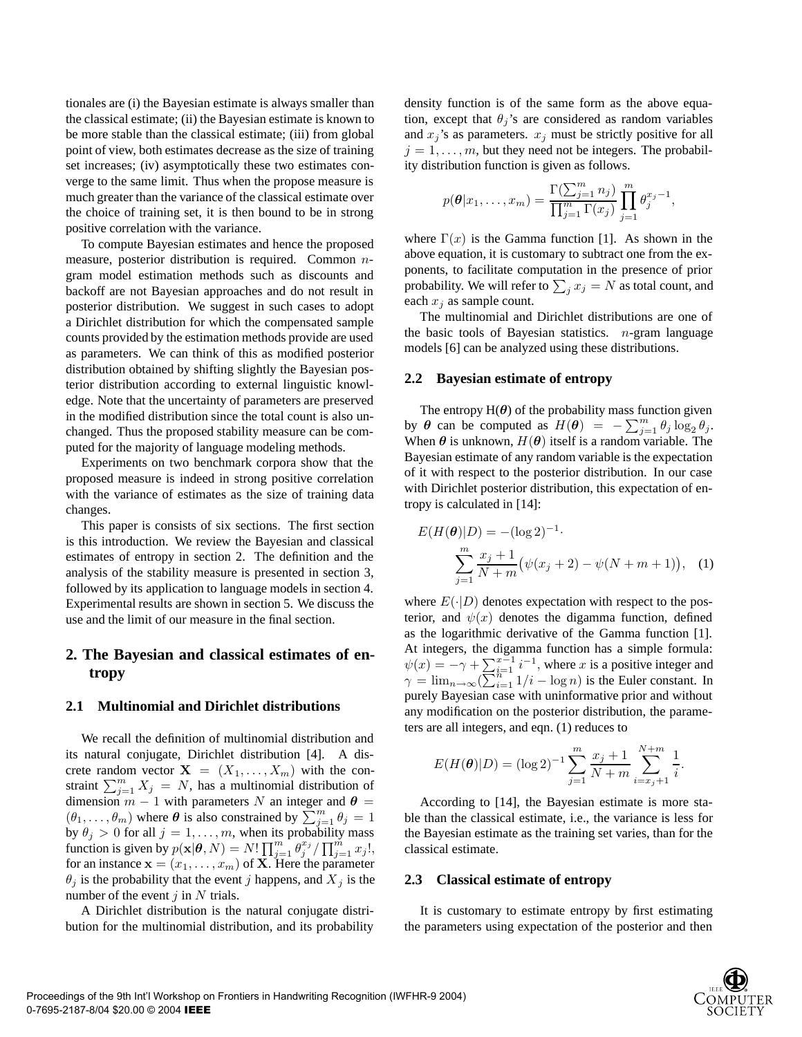tionales are (i) the Bayesian estimate is always smaller than the classical estimate; (ii) the Bayesian estimate is known to be more stable than the classical estimate; (iii) from global point of view, both estimates decrease as the size of training set increases; (iv) asymptotically these two estimates converge to the same limit. Thus when the propose measure is much greater than the variance of the classical estimate over the choice of training set, it is then bound to be in strong positive correlation with the variance.

To compute Bayesian estimates and hence the proposed measure, posterior distribution is required. Common $n$-gram model estimation methods such as discounts and backoff are not Bayesian approaches and do not result in posterior distribution. We suggest in such cases to adopt a Dirichlet distribution for which the compensated sample counts provided by the estimation methods provide are used as parameters. We can think of this as modified posterior distribution obtained by shifting slightly the Bayesian posterior distribution according to external linguistic knowledge. Note that the uncertainty of parameters are preserved in the modified distribution since the total count is also unchanged. Thus the proposed stability measure can be computed for the majority of language modeling methods.

Experiments on two benchmark corpora show that the proposed measure is indeed in strong positive correlation with the variance of estimates as the size of training data changes.

This paper is consists of six sections. The first section is this introduction. We review the Bayesian and classical estimates of entropy in section 2. The definition and the analysis of the stability measure is presented in section 3, followed by its application to language models in section 4. Experimental results are shown in section 5. We discuss the use and the limit of our measure in the final section.

# 2. The Bayesian and classical estimates of entropy

## 2.1 Multinomial and Dirichlet distributions

We recall the definition of multinomial distribution and its natural conjugate, Dirichlet distribution [4]. A discrete random vector $\mathbf{X} = (X_1, \ldots, X_m)$ with the constraint $\sum_{j=1}^{m} X_j = N$, has a multinomial distribution of dimension $m-1$ with parameters $N$ an integer and $\boldsymbol{\theta} = (\theta_1, \ldots, \theta_m)$ where $\boldsymbol{\theta}$ is also constrained by $\sum_{j=1}^{m} \theta_j = 1$ by $\theta_j > 0$ for all $j = 1, \ldots, m$, when its probability mass function is given by $p(\mathbf{x}|\boldsymbol{\theta}, N) = N! \prod_{j=1}^{m} \theta_j^{x_j} / \prod_{j=1}^{m} x_j!$, for an instance $\mathbf{x} = (x_1, \ldots, x_m)$ of $\mathbf{X}$. Here the parameter $\theta_j$ is the probability that the event $j$ happens, and $X_j$ is the number of the event $j$ in $N$ trials.

A Dirichlet distribution is the natural conjugate distribution for the multinomial distribution, and its probability density function is of the same form as the above equation, except that $\theta_j$'s are considered as random variables and $x_j$'s as parameters. $x_j$ must be strictly positive for all $j = 1, \ldots, m$, but they need not be integers. The probability distribution function is given as follows.

$$p(\boldsymbol{\theta}|x_1, \ldots, x_m) = \frac{\Gamma(\sum_{j=1}^{m} n_j)}{\prod_{j=1}^{m} \Gamma(x_j)} \prod_{j=1}^{m} \theta_j^{x_j - 1},$$

where $\Gamma(x)$ is the Gamma function [1]. As shown in the above equation, it is customary to subtract one from the exponents, to facilitate computation in the presence of prior probability. We will refer to $\sum_j x_j = N$ as total count, and each $x_j$ as sample count.

The multinomial and Dirichlet distributions are one of the basic tools of Bayesian statistics. $n$-gram language models [6] can be analyzed using these distributions.

## 2.2 Bayesian estimate of entropy

The entropy $H(\boldsymbol{\theta})$ of the probability mass function given by $\boldsymbol{\theta}$ can be computed as $H(\boldsymbol{\theta}) = -\sum_{j=1}^{m} \theta_j \log_2 \theta_j$. When $\boldsymbol{\theta}$ is unknown, $H(\boldsymbol{\theta})$ itself is a random variable. The Bayesian estimate of any random variable is the expectation of it with respect to the posterior distribution. In our case with Dirichlet posterior distribution, this expectation of entropy is calculated in [14]:

$$E(H(\boldsymbol{\theta})|D) = -(\log 2)^{-1} \cdot \sum_{j=1}^{m} \frac{x_j + 1}{N + m} \big(\psi(x_j + 2) - \psi(N + m + 1)\big), \quad (1)$$

where $E(\cdot|D)$ denotes expectation with respect to the posterior, and $\psi(x)$ denotes the digamma function, defined as the logarithmic derivative of the Gamma function [1]. At integers, the digamma function has a simple formula: $\psi(x) = -\gamma + \sum_{i=1}^{x-1} i^{-1}$, where $x$ is a positive integer and $\gamma = \lim_{n \to \infty} (\sum_{i=1}^{n} 1/i - \log n)$ is the Euler constant. In purely Bayesian case with uninformative prior and without any modification on the posterior distribution, the parameters are all integers, and eqn. (1) reduces to

$$E(H(\boldsymbol{\theta})|D) = (\log 2)^{-1} \sum_{j=1}^{m} \frac{x_j + 1}{N + m} \sum_{i=x_j+1}^{N+m} \frac{1}{i}.$$

According to [14], the Bayesian estimate is more stable than the classical estimate, i.e., the variance is less for the Bayesian estimate as the training set varies, than for the classical estimate.

## 2.3 Classical estimate of entropy

It is customary to estimate entropy by first estimating the parameters using expectation of the posterior and then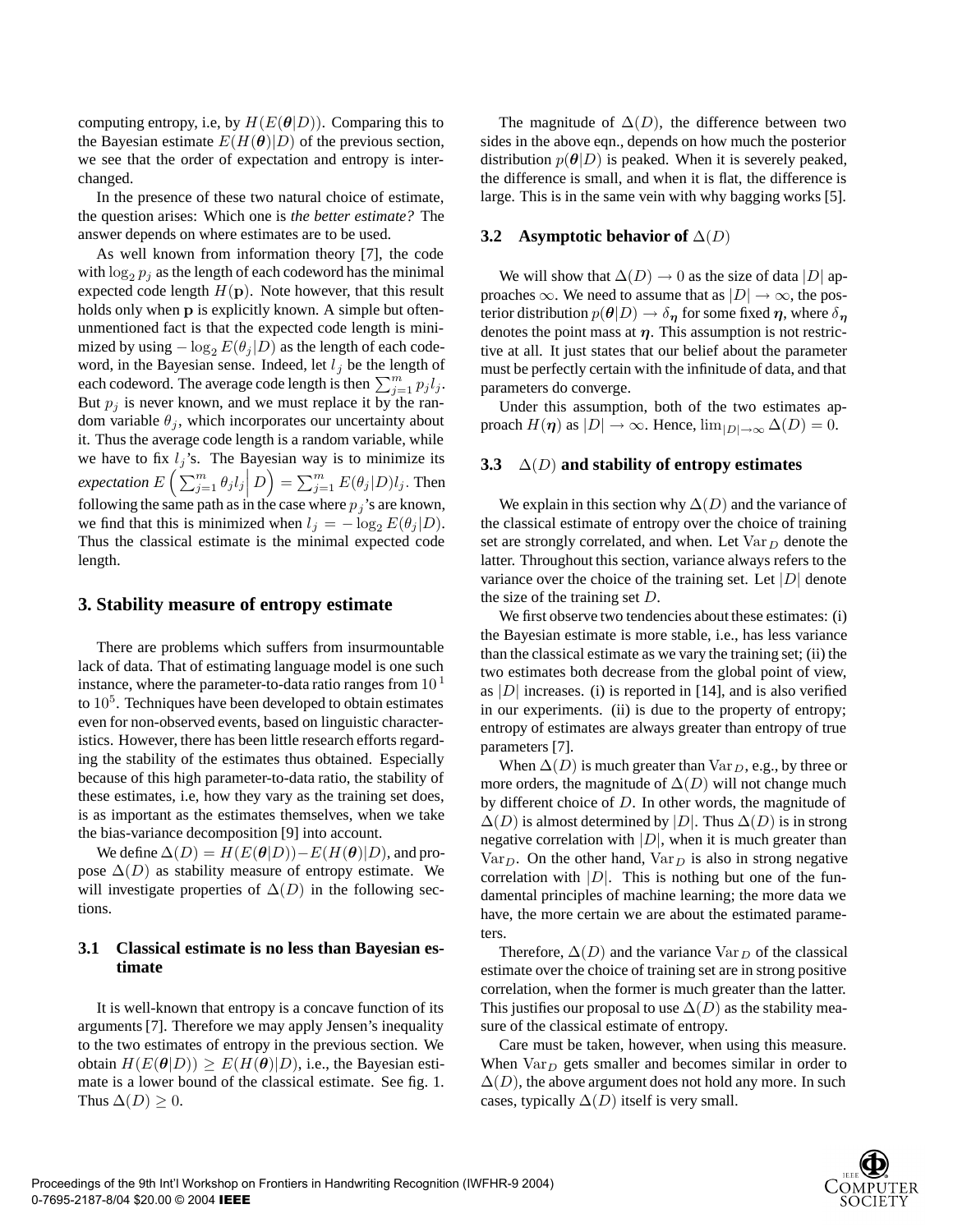computing entropy, i.e, by $H(E(\boldsymbol{\theta}|D))$. Comparing this to the Bayesian estimate $E(H(\boldsymbol{\theta})|D)$ of the previous section, we see that the order of expectation and entropy is interchanged.

In the presence of these two natural choice of estimate, the question arises: Which one is *the better estimate?* The answer depends on where estimates are to be used.

As well known from information theory [7], the code with $\log_2 p_j$ as the length of each codeword has the minimal expected code length $H(\mathbf{p})$. Note however, that this result holds only when $\mathbf{p}$ is explicitly known. A simple but often-unmentioned fact is that the expected code length is minimized by using $-\log_2 E(\theta_j|D)$ as the length of each codeword, in the Bayesian sense. Indeed, let $l_j$ be the length of each codeword. The average code length is then $\sum_{j=1}^{m} p_j l_j$. But $p_j$ is never known, and we must replace it by the random variable $\theta_j$, which incorporates our uncertainty about it. Thus the average code length is a random variable, while we have to fix $l_j$'s. The Bayesian way is to minimize its *expectation* $E\left(\sum_{j=1}^{m} \theta_j l_j \middle| D\right) = \sum_{j=1}^{m} E(\theta_j|D) l_j$. Then following the same path as in the case where $p_j$'s are known, we find that this is minimized when $l_j = -\log_2 E(\theta_j|D)$. Thus the classical estimate is the minimal expected code length.

## 3. Stability measure of entropy estimate

There are problems which suffers from insurmountable lack of data. That of estimating language model is one such instance, where the parameter-to-data ratio ranges from $10^1$ to $10^5$. Techniques have been developed to obtain estimates even for non-observed events, based on linguistic characteristics. However, there has been little research efforts regarding the stability of the estimates thus obtained. Especially because of this high parameter-to-data ratio, the stability of these estimates, i.e, how they vary as the training set does, is as important as the estimates themselves, when we take the bias-variance decomposition [9] into account.

We define $\Delta(D) = H(E(\boldsymbol{\theta}|D)) - E(H(\boldsymbol{\theta})|D)$, and propose $\Delta(D)$ as stability measure of entropy estimate. We will investigate properties of $\Delta(D)$ in the following sections.

### 3.1 Classical estimate is no less than Bayesian estimate

It is well-known that entropy is a concave function of its arguments [7]. Therefore we may apply Jensen's inequality to the two estimates of entropy in the previous section. We obtain $H(E(\boldsymbol{\theta}|D)) \geq E(H(\boldsymbol{\theta})|D)$, i.e., the Bayesian estimate is a lower bound of the classical estimate. See fig. 1. Thus $\Delta(D) \geq 0$.

The magnitude of $\Delta(D)$, the difference between two sides in the above eqn., depends on how much the posterior distribution $p(\boldsymbol{\theta}|D)$ is peaked. When it is severely peaked, the difference is small, and when it is flat, the difference is large. This is in the same vein with why bagging works [5].

### 3.2 Asymptotic behavior of $\Delta(D)$

We will show that $\Delta(D) \to 0$ as the size of data $|D|$ approaches $\infty$. We need to assume that as $|D| \to \infty$, the posterior distribution $p(\boldsymbol{\theta}|D) \to \delta_{\boldsymbol{\eta}}$ for some fixed $\boldsymbol{\eta}$, where $\delta_{\boldsymbol{\eta}}$ denotes the point mass at $\boldsymbol{\eta}$. This assumption is not restrictive at all. It just states that our belief about the parameter must be perfectly certain with the infinitude of data, and that parameters do converge.

Under this assumption, both of the two estimates approach $H(\boldsymbol{\eta})$ as $|D| \to \infty$. Hence, $\lim_{|D| \to \infty} \Delta(D) = 0$.

### 3.3 $\Delta(D)$ and stability of entropy estimates

We explain in this section why $\Delta(D)$ and the variance of the classical estimate of entropy over the choice of training set are strongly correlated, and when. Let $\mathrm{Var}_D$ denote the latter. Throughout this section, variance always refers to the variance over the choice of the training set. Let $|D|$ denote the size of the training set $D$.

We first observe two tendencies about these estimates: (i) the Bayesian estimate is more stable, i.e., has less variance than the classical estimate as we vary the training set; (ii) the two estimates both decrease from the global point of view, as $|D|$ increases. (i) is reported in [14], and is also verified in our experiments. (ii) is due to the property of entropy; entropy of estimates are always greater than entropy of true parameters [7].

When $\Delta(D)$ is much greater than $\mathrm{Var}_D$, e.g., by three or more orders, the magnitude of $\Delta(D)$ will not change much by different choice of $D$. In other words, the magnitude of $\Delta(D)$ is almost determined by $|D|$. Thus $\Delta(D)$ is in strong negative correlation with $|D|$, when it is much greater than $\mathrm{Var}_D$. On the other hand, $\mathrm{Var}_D$ is also in strong negative correlation with $|D|$. This is nothing but one of the fundamental principles of machine learning; the more data we have, the more certain we are about the estimated parameters.

Therefore, $\Delta(D)$ and the variance $\mathrm{Var}_D$ of the classical estimate over the choice of training set are in strong positive correlation, when the former is much greater than the latter. This justifies our proposal to use $\Delta(D)$ as the stability measure of the classical estimate of entropy.

Care must be taken, however, when using this measure. When $\mathrm{Var}_D$ gets smaller and becomes similar in order to $\Delta(D)$, the above argument does not hold any more. In such cases, typically $\Delta(D)$ itself is very small.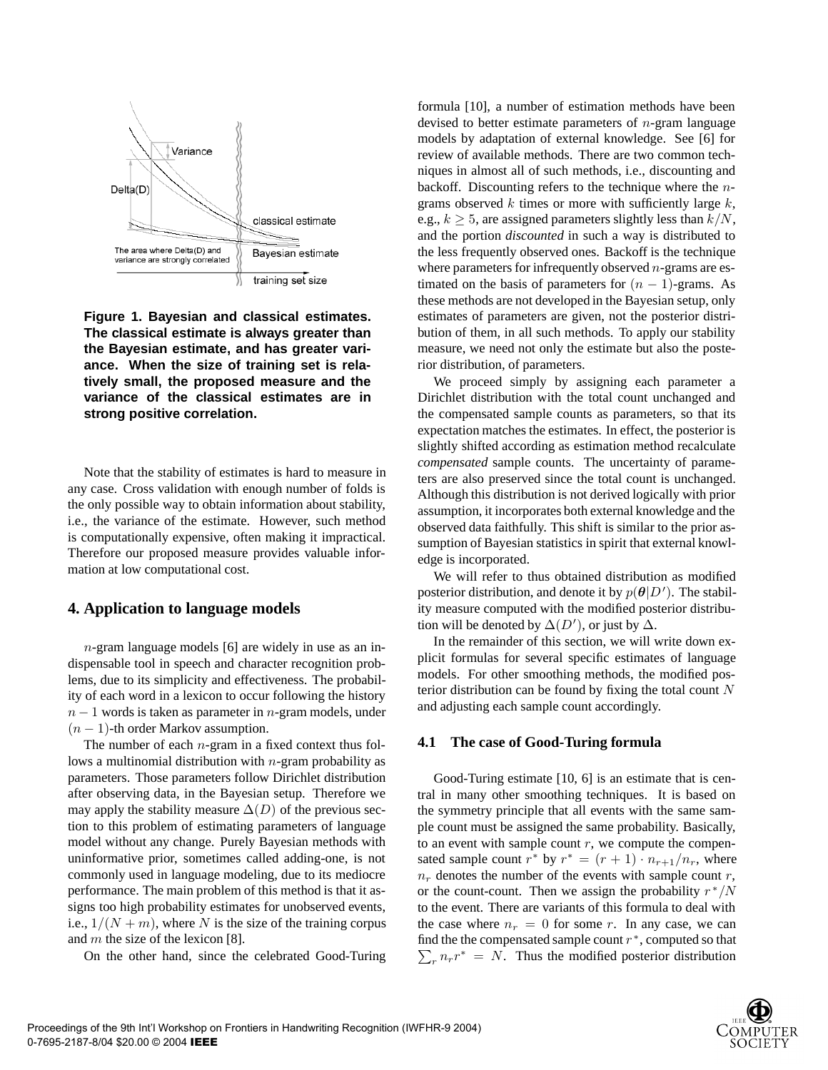**Figure 1. Bayesian and classical estimates. The classical estimate is always greater than the Bayesian estimate, and has greater variance. When the size of training set is relatively small, the proposed measure and the variance of the classical estimates are in strong positive correlation.**

Note that the stability of estimates is hard to measure in any case. Cross validation with enough number of folds is the only possible way to obtain information about stability, i.e., the variance of the estimate. However, such method is computationally expensive, often making it impractical. Therefore our proposed measure provides valuable information at low computational cost.

## 4. Application to language models

$n$-gram language models [6] are widely in use as an indispensable tool in speech and character recognition problems, due to its simplicity and effectiveness. The probability of each word in a lexicon to occur following the history $n-1$ words is taken as parameter in $n$-gram models, under $(n-1)$-th order Markov assumption.

The number of each $n$-gram in a fixed context thus follows a multinomial distribution with $n$-gram probability as parameters. Those parameters follow Dirichlet distribution after observing data, in the Bayesian setup. Therefore we may apply the stability measure $\Delta(D)$ of the previous section to this problem of estimating parameters of language model without any change. Purely Bayesian methods with uninformative prior, sometimes called adding-one, is not commonly used in language modeling, due to its mediocre performance. The main problem of this method is that it assigns too high probability estimates for unobserved events, i.e., $1/(N+m)$, where $N$ is the size of the training corpus and $m$ the size of the lexicon [8].

On the other hand, since the celebrated Good-Turing formula [10], a number of estimation methods have been devised to better estimate parameters of $n$-gram language models by adaptation of external knowledge. See [6] for review of available methods. There are two common techniques in almost all of such methods, i.e., discounting and backoff. Discounting refers to the technique where the $n$-grams observed $k$ times or more with sufficiently large $k$, e.g., $k \geq 5$, are assigned parameters slightly less than $k/N$, and the portion *discounted* in such a way is distributed to the less frequently observed ones. Backoff is the technique where parameters for infrequently observed $n$-grams are estimated on the basis of parameters for $(n-1)$-grams. As these methods are not developed in the Bayesian setup, only estimates of parameters are given, not the posterior distribution of them, in all such methods. To apply our stability measure, we need not only the estimate but also the posterior distribution, of parameters.

We proceed simply by assigning each parameter a Dirichlet distribution with the total count unchanged and the compensated sample counts as parameters, so that its expectation matches the estimates. In effect, the posterior is slightly shifted according as estimation method recalculate *compensated* sample counts. The uncertainty of parameters are also preserved since the total count is unchanged. Although this distribution is not derived logically with prior assumption, it incorporates both external knowledge and the observed data faithfully. This shift is similar to the prior assumption of Bayesian statistics in spirit that external knowledge is incorporated.

We will refer to thus obtained distribution as modified posterior distribution, and denote it by $p(\boldsymbol{\theta}|D')$. The stability measure computed with the modified posterior distribution will be denoted by $\Delta(D')$, or just by $\Delta$.

In the remainder of this section, we will write down explicit formulas for several specific estimates of language models. For other smoothing methods, the modified posterior distribution can be found by fixing the total count $N$ and adjusting each sample count accordingly.

### 4.1 The case of Good-Turing formula

Good-Turing estimate [10, 6] is an estimate that is central in many other smoothing techniques. It is based on the symmetry principle that all events with the same sample count must be assigned the same probability. Basically, to an event with sample count $r$, we compute the compensated sample count $r^*$ by $r^* = (r+1) \cdot n_{r+1}/n_r$, where $n_r$ denotes the number of the events with sample count $r$, or the count-count. Then we assign the probability $r^*/N$ to the event. There are variants of this formula to deal with the case where $n_r = 0$ for some $r$. In any case, we can find the the compensated sample count $r^*$, computed so that $\sum_r n_r r^* = N$. Thus the modified posterior distribution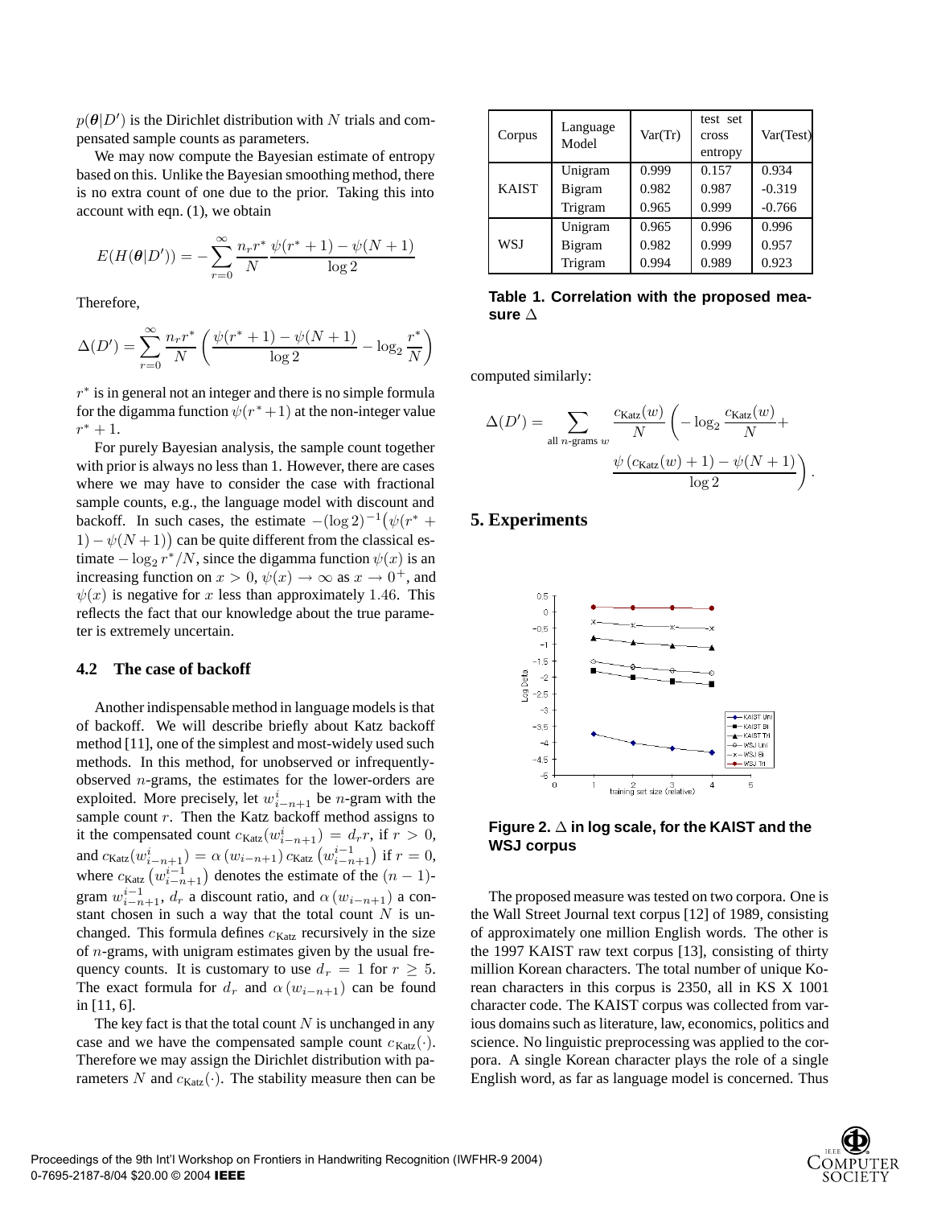$p(\boldsymbol{\theta}|D')$ is the Dirichlet distribution with $N$ trials and compensated sample counts as parameters.

We may now compute the Bayesian estimate of entropy based on this. Unlike the Bayesian smoothing method, there is no extra count of one due to the prior. Taking this into account with eqn. (1), we obtain

$$E(H(\boldsymbol{\theta}|D')) = -\sum_{r=0}^{\infty} \frac{n_r r^*}{N} \frac{\psi(r^*+1) - \psi(N+1)}{\log 2}$$

Therefore,

$$\Delta(D') = \sum_{r=0}^{\infty} \frac{n_r r^*}{N} \left( \frac{\psi(r^*+1) - \psi(N+1)}{\log 2} - \log_2 \frac{r^*}{N} \right)$$

$r^*$ is in general not an integer and there is no simple formula for the digamma function $\psi(r^*+1)$ at the non-integer value $r^*+1$.

For purely Bayesian analysis, the sample count together with prior is always no less than 1. However, there are cases where we may have to consider the case with fractional sample counts, e.g., the language model with discount and backoff. In such cases, the estimate $-(\log 2)^{-1}\big(\psi(r^*+1) - \psi(N+1)\big)$ can be quite different from the classical estimate $-\log_2 r^*/N$, since the digamma function $\psi(x)$ is an increasing function on $x > 0$, $\psi(x) \to \infty$ as $x \to 0^+$, and $\psi(x)$ is negative for $x$ less than approximately $1.46$. This reflects the fact that our knowledge about the true parameter is extremely uncertain.

### 4.2 The case of backoff

Another indispensable method in language models is that of backoff. We will describe briefly about Katz backoff method [11], one of the simplest and most-widely used such methods. In this method, for unobserved or infrequently-observed $n$-grams, the estimates for the lower-orders are exploited. More precisely, let $w_{i-n+1}^{i}$ be $n$-gram with the sample count $r$. Then the Katz backoff method assigns to it the compensated count $c_{\text{Katz}}(w_{i-n+1}^{i}) = d_r r$, if $r > 0$, and $c_{\text{Katz}}(w_{i-n+1}^{i}) = \alpha\left(w_{i-n+1}\right) c_{\text{Katz}}\left(w_{i-n+1}^{i-1}\right)$ if $r = 0$, where $c_{\text{Katz}}\left(w_{i-n+1}^{i-1}\right)$ denotes the estimate of the $(n-1)$-gram $w_{i-n+1}^{i-1}$, $d_r$ a discount ratio, and $\alpha\left(w_{i-n+1}\right)$ a constant chosen in such a way that the total count $N$ is unchanged. This formula defines $c_{\text{Katz}}$ recursively in the size of $n$-grams, with unigram estimates given by the usual frequency counts. It is customary to use $d_r = 1$ for $r \geq 5$. The exact formula for $d_r$ and $\alpha\left(w_{i-n+1}\right)$ can be found in [11, 6].

The key fact is that the total count $N$ is unchanged in any case and we have the compensated sample count $c_{\text{Katz}}(\cdot)$. Therefore we may assign the Dirichlet distribution with parameters $N$ and $c_{\text{Katz}}(\cdot)$. The stability measure then can be computed similarly:

$$\Delta(D') = \sum_{\text{all } n\text{-grams } w} \frac{c_{\text{Katz}}(w)}{N} \left( -\log_2 \frac{c_{\text{Katz}}(w)}{N} + \frac{\psi\left(c_{\text{Katz}}(w)+1\right) - \psi(N+1)}{\log 2} \right).$$

| Corpus | Language Model | Var(Tr) | test set cross entropy | Var(Test) |
|---|---|---|---|---|
| KAIST | Unigram | 0.999 | 0.157 | 0.934 |
| | Bigram | 0.982 | 0.987 | -0.319 |
| | Trigram | 0.965 | 0.999 | -0.766 |
| WSJ | Unigram | 0.965 | 0.996 | 0.996 |
| | Bigram | 0.982 | 0.999 | 0.957 |
| | Trigram | 0.994 | 0.989 | 0.923 |

**Table 1. Correlation with the proposed measure $\Delta$**

## 5. Experiments

**Figure 2. $\Delta$ in log scale, for the KAIST and the WSJ corpus**

The proposed measure was tested on two corpora. One is the Wall Street Journal text corpus [12] of 1989, consisting of approximately one million English words. The other is the 1997 KAIST raw text corpus [13], consisting of thirty million Korean characters. The total number of unique Korean characters in this corpus is 2350, all in KS X 1001 character code. The KAIST corpus was collected from various domains such as literature, law, economics, politics and science. No linguistic preprocessing was applied to the corpora. A single Korean character plays the role of a single English word, as far as language model is concerned. Thus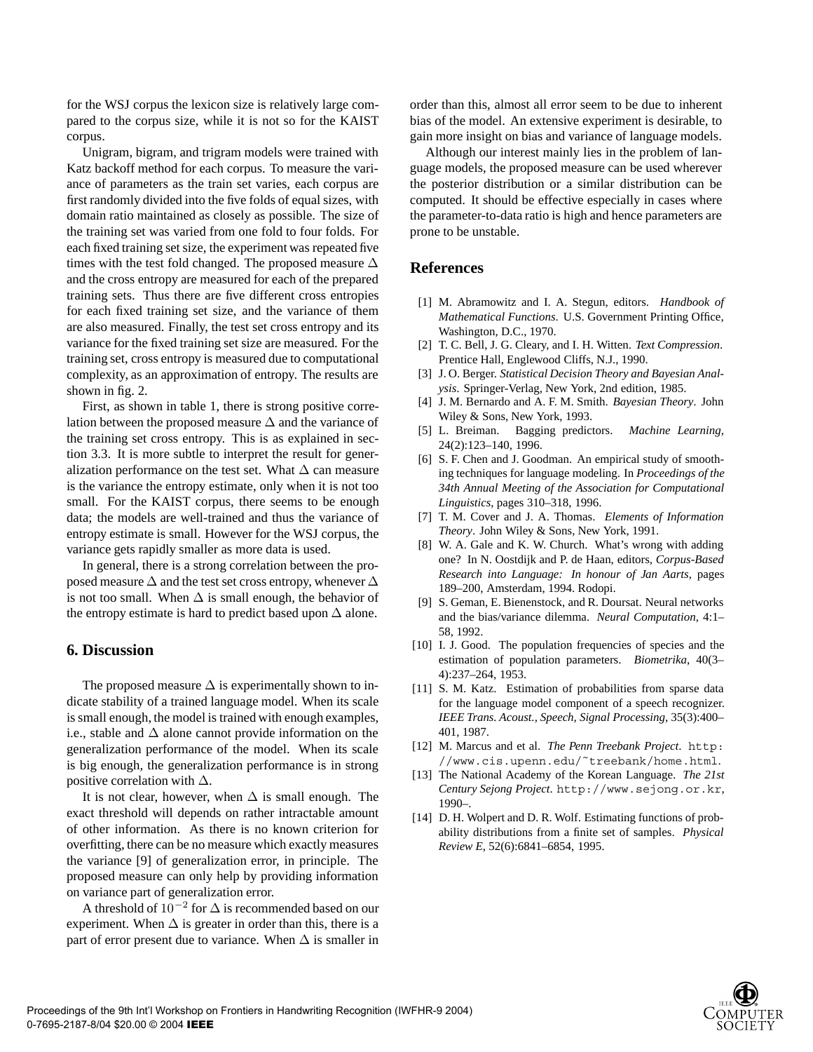for the WSJ corpus the lexicon size is relatively large compared to the corpus size, while it is not so for the KAIST corpus.

Unigram, bigram, and trigram models were trained with Katz backoff method for each corpus. To measure the variance of parameters as the train set varies, each corpus are first randomly divided into the five folds of equal sizes, with domain ratio maintained as closely as possible. The size of the training set was varied from one fold to four folds. For each fixed training set size, the experiment was repeated five times with the test fold changed. The proposed measure $\Delta$ and the cross entropy are measured for each of the prepared training sets. Thus there are five different cross entropies for each fixed training set size, and the variance of them are also measured. Finally, the test set cross entropy and its variance for the fixed training set size are measured. For the training set, cross entropy is measured due to computational complexity, as an approximation of entropy. The results are shown in fig. 2.

First, as shown in table 1, there is strong positive correlation between the proposed measure $\Delta$ and the variance of the training set cross entropy. This is as explained in section 3.3. It is more subtle to interpret the result for generalization performance on the test set. What $\Delta$ can measure is the variance the entropy estimate, only when it is not too small. For the KAIST corpus, there seems to be enough data; the models are well-trained and thus the variance of entropy estimate is small. However for the WSJ corpus, the variance gets rapidly smaller as more data is used.

In general, there is a strong correlation between the proposed measure $\Delta$ and the test set cross entropy, whenever $\Delta$ is not too small. When $\Delta$ is small enough, the behavior of the entropy estimate is hard to predict based upon $\Delta$ alone.

## 6. Discussion

The proposed measure $\Delta$ is experimentally shown to indicate stability of a trained language model. When its scale is small enough, the model is trained with enough examples, i.e., stable and $\Delta$ alone cannot provide information on the generalization performance of the model. When its scale is big enough, the generalization performance is in strong positive correlation with $\Delta$.

It is not clear, however, when $\Delta$ is small enough. The exact threshold will depends on rather intractable amount of other information. As there is no known criterion for overfitting, there can be no measure which exactly measures the variance [9] of generalization error, in principle. The proposed measure can only help by providing information on variance part of generalization error.

A threshold of $10^{-2}$ for $\Delta$ is recommended based on our experiment. When $\Delta$ is greater in order than this, there is a part of error present due to variance. When $\Delta$ is smaller in order than this, almost all error seem to be due to inherent bias of the model. An extensive experiment is desirable, to gain more insight on bias and variance of language models.

Although our interest mainly lies in the problem of language models, the proposed measure can be used wherever the posterior distribution or a similar distribution can be computed. It should be effective especially in cases where the parameter-to-data ratio is high and hence parameters are prone to be unstable.

## References

[1] M. Abramowitz and I. A. Stegun, editors. *Handbook of Mathematical Functions*. U.S. Government Printing Office, Washington, D.C., 1970.

[2] T. C. Bell, J. G. Cleary, and I. H. Witten. *Text Compression*. Prentice Hall, Englewood Cliffs, N.J., 1990.

[3] J. O. Berger. *Statistical Decision Theory and Bayesian Analysis*. Springer-Verlag, New York, 2nd edition, 1985.

[4] J. M. Bernardo and A. F. M. Smith. *Bayesian Theory*. John Wiley & Sons, New York, 1993.

[5] L. Breiman. Bagging predictors. *Machine Learning*, 24(2):123–140, 1996.

[6] S. F. Chen and J. Goodman. An empirical study of smoothing techniques for language modeling. In *Proceedings of the 34th Annual Meeting of the Association for Computational Linguistics*, pages 310–318, 1996.

[7] T. M. Cover and J. A. Thomas. *Elements of Information Theory*. John Wiley & Sons, New York, 1991.

[8] W. A. Gale and K. W. Church. What's wrong with adding one? In N. Oostdijk and P. de Haan, editors, *Corpus-Based Research into Language: In honour of Jan Aarts*, pages 189–200, Amsterdam, 1994. Rodopi.

[9] S. Geman, E. Bienenstock, and R. Doursat. Neural networks and the bias/variance dilemma. *Neural Computation*, 4:1–58, 1992.

[10] I. J. Good. The population frequencies of species and the estimation of population parameters. *Biometrika*, 40(3–4):237–264, 1953.

[11] S. M. Katz. Estimation of probabilities from sparse data for the language model component of a speech recognizer. *IEEE Trans. Acoust., Speech, Signal Processing*, 35(3):400–401, 1987.

[12] M. Marcus and et al. *The Penn Treebank Project*. `http://www.cis.upenn.edu/~treebank/home.html`.

[13] The National Academy of the Korean Language. *The 21st Century Sejong Project*. `http://www.sejong.or.kr`, 1990–.

[14] D. H. Wolpert and D. R. Wolf. Estimating functions of probability distributions from a finite set of samples. *Physical Review E*, 52(6):6841–6854, 1995.